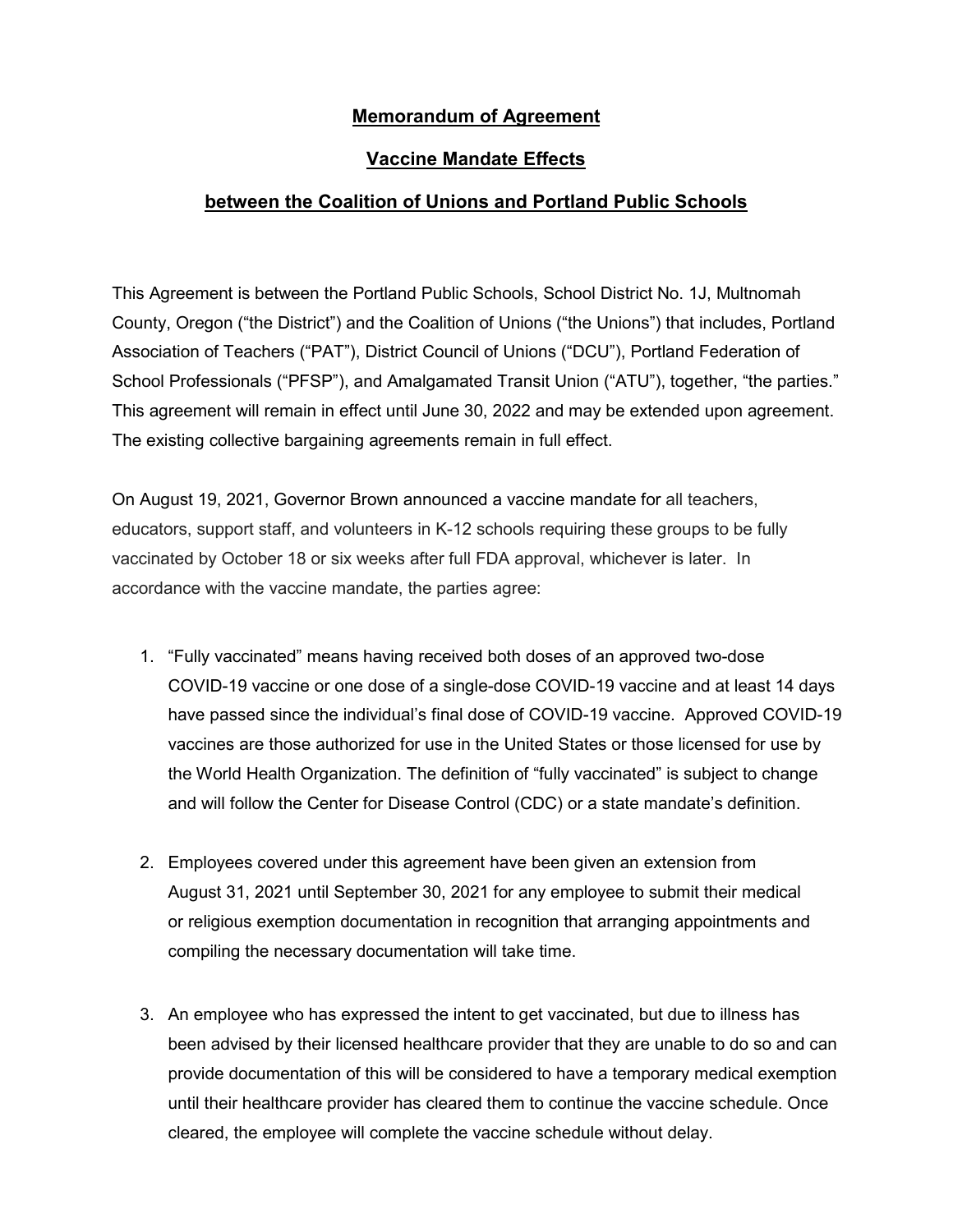# Memorandum of Agreement

## Vaccine Mandate Effects

## between the Coalition of Unions and Portland Public Schools

This Agreement is between the Portland Public Schools, School District No. 1J, Multnomah County, Oregon ("the District") and the Coalition of Unions ("the Unions") that includes, Portland Association of Teachers ("PAT"), District Council of Unions ("DCU"), Portland Federation of School Professionals ("PFSP"), and Amalgamated Transit Union ("ATU"), together, "the parties." This agreement will remain in effect until June 30, 2022 and may be extended upon agreement. The existing collective bargaining agreements remain in full effect.

On August 19, 2021, Governor Brown announced a vaccine mandate for all teachers, educators, support staff, and volunteers in K-12 schools requiring these groups to be fully vaccinated by October 18 or six weeks after full FDA approval, whichever is later. In accordance with the vaccine mandate, the parties agree:

1. "Fully vaccinated" means having received both doses of an approved two-dose COVID-19 vaccine or one dose of a single-dose COVID-19 vaccine and at least 14 days have passed since the individual's final dose of COVID-19 vaccine. Approved COVID-19 vaccines are those authorized for use in the United States or those licensed for use by the World Health Organization. The definition of "fully vaccinated" is subject to change and will follow the Center for Disease Control (CDC) or a state mandate's definition.

2. Employees covered under this agreement have been given an extension from August 31, 2021 until September 30, 2021 for any employee to submit their medical or religious exemption documentation in recognition that arranging appointments and compiling the necessary documentation will take time.

3. An employee who has expressed the intent to get vaccinated, but due to illness has been advised by their licensed healthcare provider that they are unable to do so and can provide documentation of this will be considered to have a temporary medical exemption until their healthcare provider has cleared them to continue the vaccine schedule. Once cleared, the employee will complete the vaccine schedule without delay.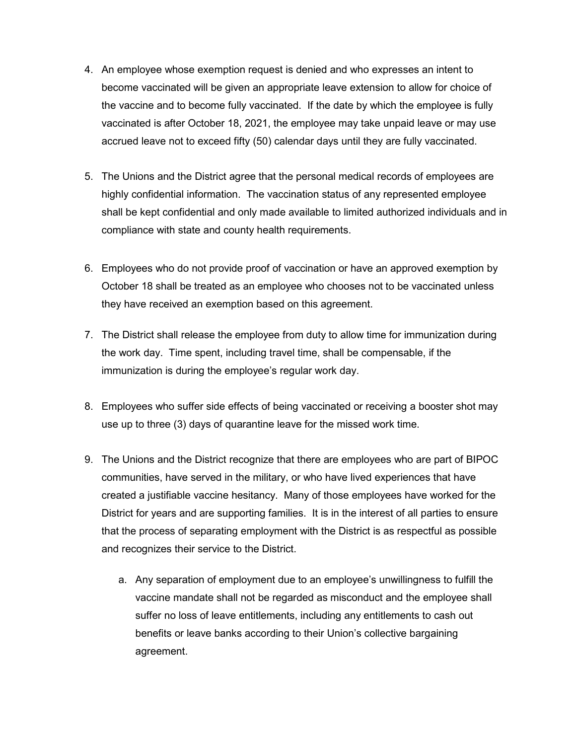4. An employee whose exemption request is denied and who expresses an intent to become vaccinated will be given an appropriate leave extension to allow for choice of the vaccine and to become fully vaccinated. If the date by which the employee is fully vaccinated is after October 18, 2021, the employee may take unpaid leave or may use accrued leave not to exceed fifty (50) calendar days until they are fully vaccinated.

5. The Unions and the District agree that the personal medical records of employees are highly confidential information. The vaccination status of any represented employee shall be kept confidential and only made available to limited authorized individuals and in compliance with state and county health requirements.

6. Employees who do not provide proof of vaccination or have an approved exemption by October 18 shall be treated as an employee who chooses not to be vaccinated unless they have received an exemption based on this agreement.

7. The District shall release the employee from duty to allow time for immunization during the work day. Time spent, including travel time, shall be compensable, if the immunization is during the employee's regular work day.

8. Employees who suffer side effects of being vaccinated or receiving a booster shot may use up to three (3) days of quarantine leave for the missed work time.

9. The Unions and the District recognize that there are employees who are part of BIPOC communities, have served in the military, or who have lived experiences that have created a justifiable vaccine hesitancy. Many of those employees have worked for the District for years and are supporting families. It is in the interest of all parties to ensure that the process of separating employment with the District is as respectful as possible and recognizes their service to the District.

   a. Any separation of employment due to an employee's unwillingness to fulfill the vaccine mandate shall not be regarded as misconduct and the employee shall suffer no loss of leave entitlements, including any entitlements to cash out benefits or leave banks according to their Union's collective bargaining agreement.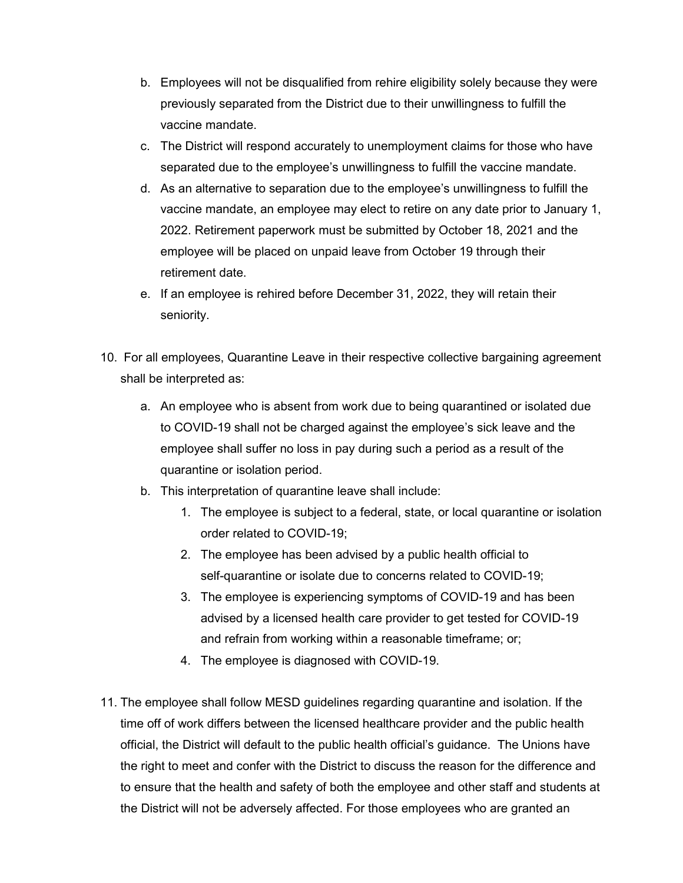b. Employees will not be disqualified from rehire eligibility solely because they were previously separated from the District due to their unwillingness to fulfill the vaccine mandate.
   c. The District will respond accurately to unemployment claims for those who have separated due to the employee's unwillingness to fulfill the vaccine mandate.
   d. As an alternative to separation due to the employee's unwillingness to fulfill the vaccine mandate, an employee may elect to retire on any date prior to January 1, 2022. Retirement paperwork must be submitted by October 18, 2021 and the employee will be placed on unpaid leave from October 19 through their retirement date.
   e. If an employee is rehired before December 31, 2022, they will retain their seniority.

10. For all employees, Quarantine Leave in their respective collective bargaining agreement shall be interpreted as:
    a. An employee who is absent from work due to being quarantined or isolated due to COVID-19 shall not be charged against the employee's sick leave and the employee shall suffer no loss in pay during such a period as a result of the quarantine or isolation period.
    b. This interpretation of quarantine leave shall include:
       1. The employee is subject to a federal, state, or local quarantine or isolation order related to COVID-19;
       2. The employee has been advised by a public health official to self-quarantine or isolate due to concerns related to COVID-19;
       3. The employee is experiencing symptoms of COVID-19 and has been advised by a licensed health care provider to get tested for COVID-19 and refrain from working within a reasonable timeframe; or;
       4. The employee is diagnosed with COVID-19.

11. The employee shall follow MESD guidelines regarding quarantine and isolation. If the time off of work differs between the licensed healthcare provider and the public health official, the District will default to the public health official's guidance. The Unions have the right to meet and confer with the District to discuss the reason for the difference and to ensure that the health and safety of both the employee and other staff and students at the District will not be adversely affected. For those employees who are granted an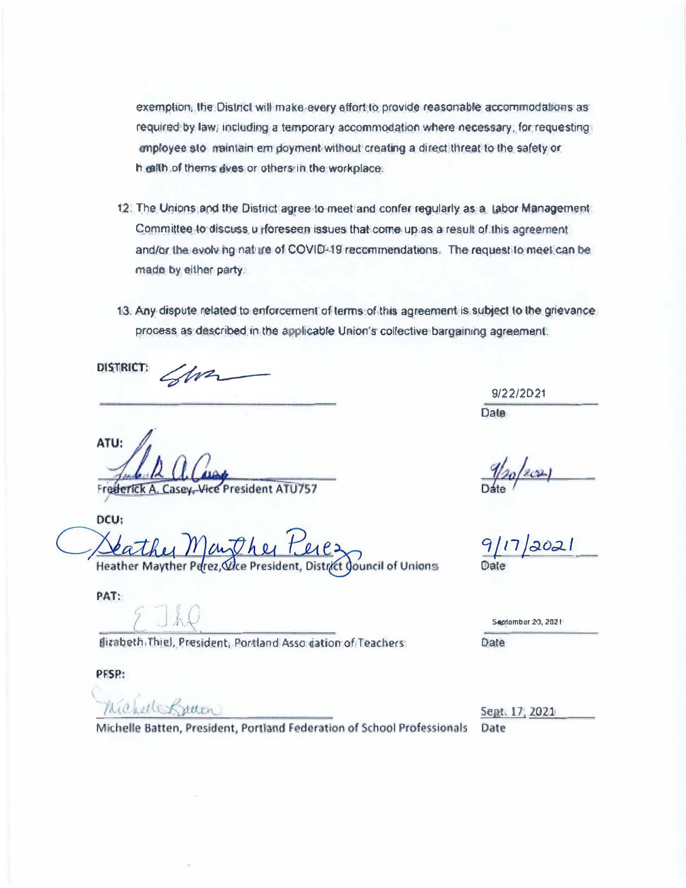exemption, the District will make every effort to provide reasonable accommodations as required by law, including a temporary accommodation where necessary, for requesting employees to maintain employment without creating a direct threat to the safety or health of themselves or others in the workplace.

12. The Unions and the District agree to meet and confer regularly as a Labor Management Committee to discuss unforeseen issues that come up as a result of this agreement and/or the evolving nature of COVID-19 recommendations. The request to meet can be made by either party.

13. Any dispute related to enforcement of terms of this agreement is subject to the grievance process as described in the applicable Union's collective bargaining agreement.

**DISTRICT:** ______________________ 9/22/2021 Date

**ATU:**
Frederick A. Casey, Vice President ATU757 9/20/2021 Date

**DCU:**
Heather Mayther Perez, Vice President, District Council of Unions 9/17/2021 Date

**PAT:**
Elizabeth Thiel, President, Portland Association of Teachers September 20, 2021 Date

**PFSP:**
Michelle Batten, President, Portland Federation of School Professionals Sept. 17, 2021 Date